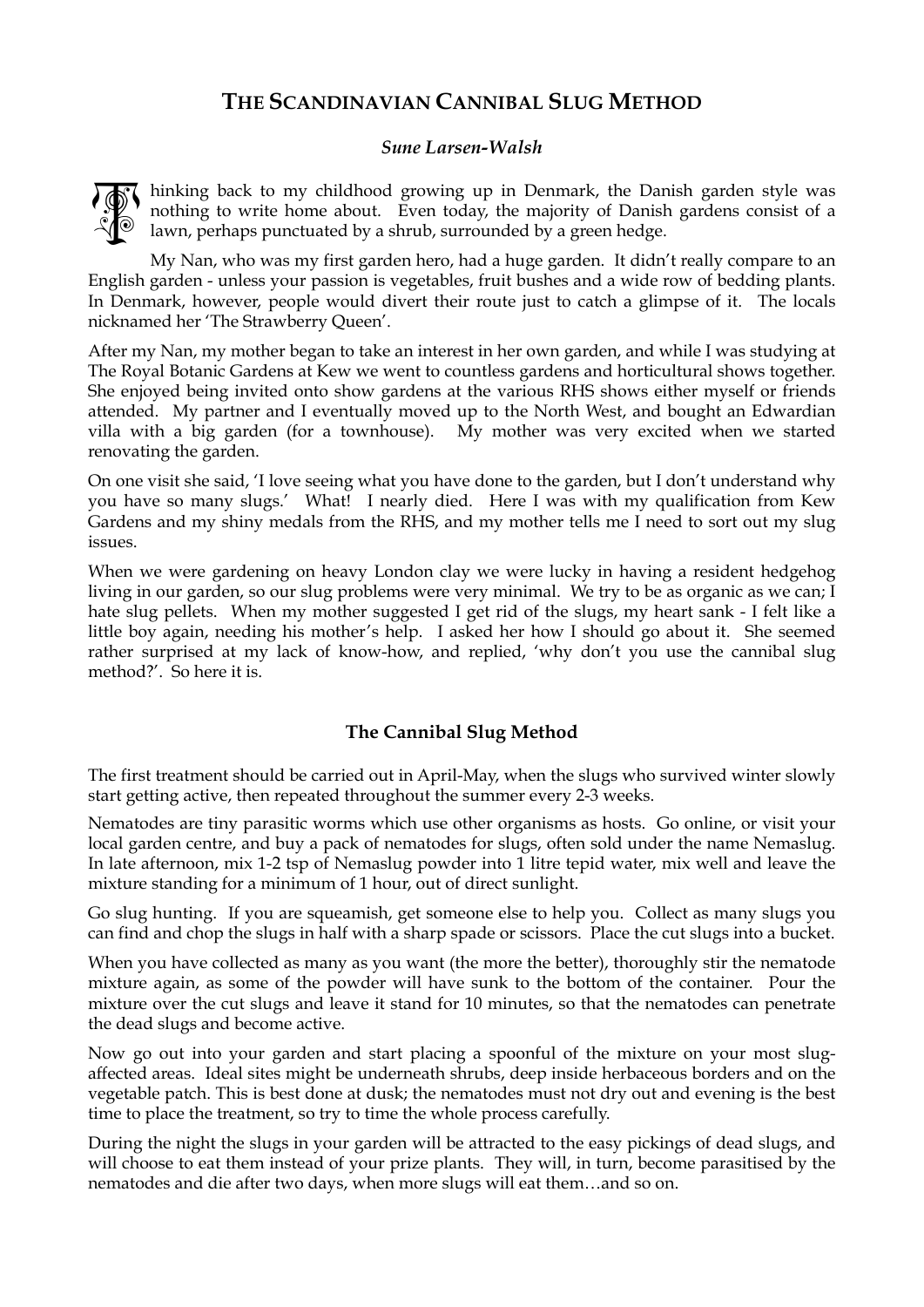# THE SCANDINAVIAN CANNIBAL SLUG METHOD

***Sune Larsen-Walsh***

Thinking back to my childhood growing up in Denmark, the Danish garden style was nothing to write home about. Even today, the majority of Danish gardens consist of a lawn, perhaps punctuated by a shrub, surrounded by a green hedge.

My Nan, who was my first garden hero, had a huge garden. It didn't really compare to an English garden - unless your passion is vegetables, fruit bushes and a wide row of bedding plants. In Denmark, however, people would divert their route just to catch a glimpse of it. The locals nicknamed her 'The Strawberry Queen'.

After my Nan, my mother began to take an interest in her own garden, and while I was studying at The Royal Botanic Gardens at Kew we went to countless gardens and horticultural shows together. She enjoyed being invited onto show gardens at the various RHS shows either myself or friends attended. My partner and I eventually moved up to the North West, and bought an Edwardian villa with a big garden (for a townhouse). My mother was very excited when we started renovating the garden.

On one visit she said, 'I love seeing what you have done to the garden, but I don't understand why you have so many slugs.' What! I nearly died. Here I was with my qualification from Kew Gardens and my shiny medals from the RHS, and my mother tells me I need to sort out my slug issues.

When we were gardening on heavy London clay we were lucky in having a resident hedgehog living in our garden, so our slug problems were very minimal. We try to be as organic as we can; I hate slug pellets. When my mother suggested I get rid of the slugs, my heart sank - I felt like a little boy again, needing his mother's help. I asked her how I should go about it. She seemed rather surprised at my lack of know-how, and replied, 'why don't you use the cannibal slug method?'. So here it is.

## The Cannibal Slug Method

The first treatment should be carried out in April-May, when the slugs who survived winter slowly start getting active, then repeated throughout the summer every 2-3 weeks.

Nematodes are tiny parasitic worms which use other organisms as hosts. Go online, or visit your local garden centre, and buy a pack of nematodes for slugs, often sold under the name Nemaslug. In late afternoon, mix 1-2 tsp of Nemaslug powder into 1 litre tepid water, mix well and leave the mixture standing for a minimum of 1 hour, out of direct sunlight.

Go slug hunting. If you are squeamish, get someone else to help you. Collect as many slugs you can find and chop the slugs in half with a sharp spade or scissors. Place the cut slugs into a bucket.

When you have collected as many as you want (the more the better), thoroughly stir the nematode mixture again, as some of the powder will have sunk to the bottom of the container. Pour the mixture over the cut slugs and leave it stand for 10 minutes, so that the nematodes can penetrate the dead slugs and become active.

Now go out into your garden and start placing a spoonful of the mixture on your most slug-affected areas. Ideal sites might be underneath shrubs, deep inside herbaceous borders and on the vegetable patch. This is best done at dusk; the nematodes must not dry out and evening is the best time to place the treatment, so try to time the whole process carefully.

During the night the slugs in your garden will be attracted to the easy pickings of dead slugs, and will choose to eat them instead of your prize plants. They will, in turn, become parasitised by the nematodes and die after two days, when more slugs will eat them…and so on.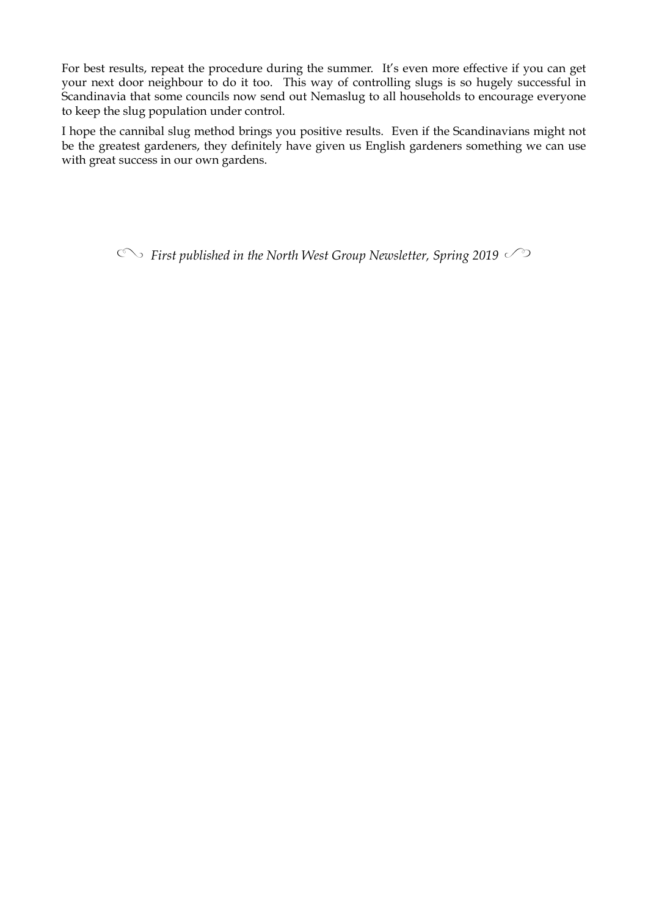For best results, repeat the procedure during the summer. It's even more effective if you can get your next door neighbour to do it too. This way of controlling slugs is so hugely successful in Scandinavia that some councils now send out Nemaslug to all households to encourage everyone to keep the slug population under control.

I hope the cannibal slug method brings you positive results. Even if the Scandinavians might not be the greatest gardeners, they definitely have given us English gardeners something we can use with great success in our own gardens.

*First published in the North West Group Newsletter, Spring 2019*